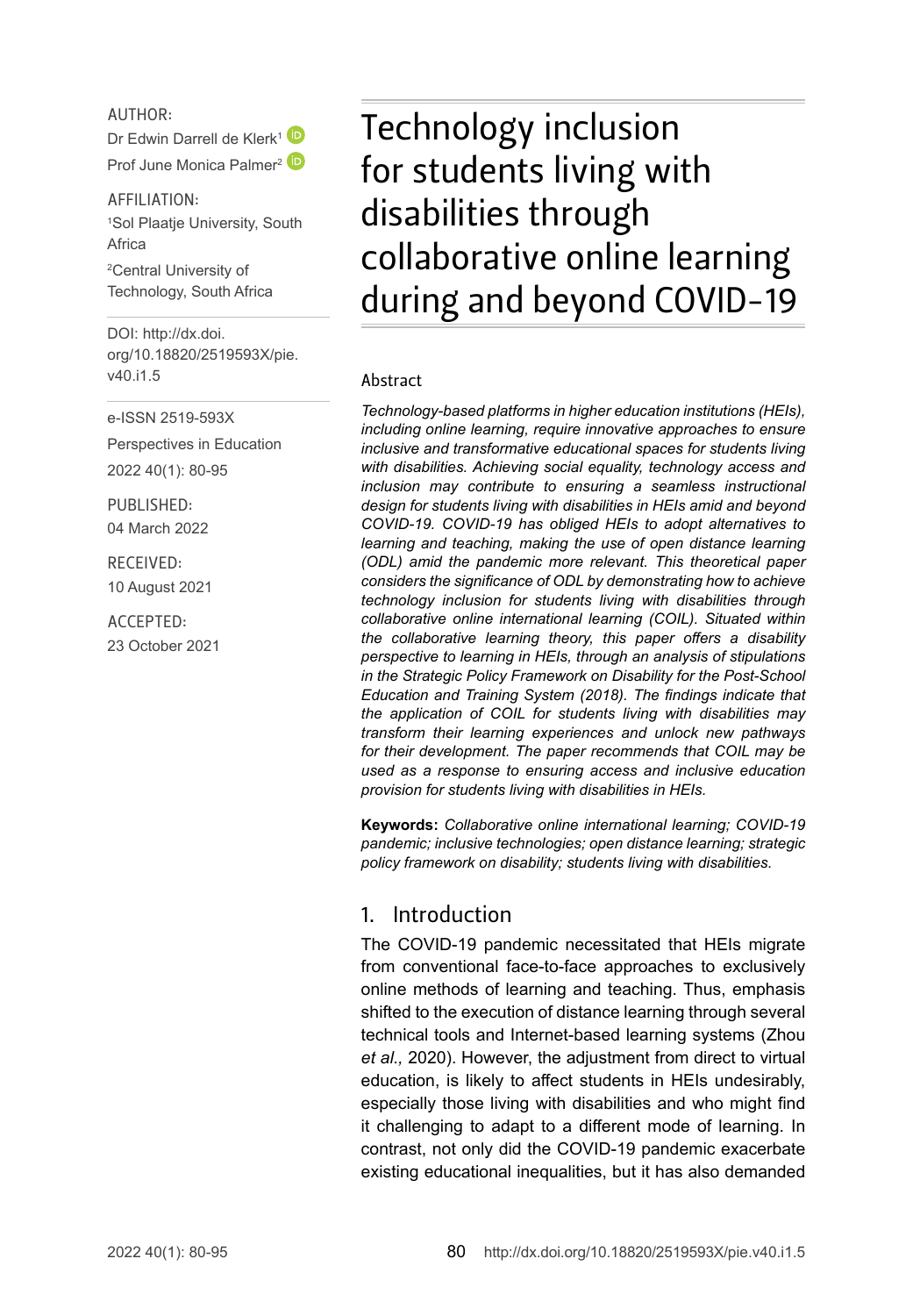AUTHOR:

Dr Edwin Darrell de Klerk[1]

Prof June Monica Palmer[2]

AFFILIATION:

[1]Sol Plaatje University, South Africa

[2]Central University of Technology, South Africa

DOI: http://dx.doi.org/10.18820/2519593X/pie.v40.i1.5

e-ISSN 2519-593X

Perspectives in Education

2022 40(1): 80-95

PUBLISHED:

04 March 2022

RECEIVED:

10 August 2021

ACCEPTED:

23 October 2021

# Technology inclusion for students living with disabilities through collaborative online learning during and beyond COVID-19

## Abstract

*Technology-based platforms in higher education institutions (HEIs), including online learning, require innovative approaches to ensure inclusive and transformative educational spaces for students living with disabilities. Achieving social equality, technology access and inclusion may contribute to ensuring a seamless instructional design for students living with disabilities in HEIs amid and beyond COVID-19. COVID-19 has obliged HEIs to adopt alternatives to learning and teaching, making the use of open distance learning (ODL) amid the pandemic more relevant. This theoretical paper considers the significance of ODL by demonstrating how to achieve technology inclusion for students living with disabilities through collaborative online international learning (COIL). Situated within the collaborative learning theory, this paper offers a disability perspective to learning in HEIs, through an analysis of stipulations in the Strategic Policy Framework on Disability for the Post-School Education and Training System (2018). The findings indicate that the application of COIL for students living with disabilities may transform their learning experiences and unlock new pathways for their development. The paper recommends that COIL may be used as a response to ensuring access and inclusive education provision for students living with disabilities in HEIs.*

**Keywords:** *Collaborative online international learning; COVID-19 pandemic; inclusive technologies; open distance learning; strategic policy framework on disability; students living with disabilities.*

## 1. Introduction

The COVID-19 pandemic necessitated that HEIs migrate from conventional face-to-face approaches to exclusively online methods of learning and teaching. Thus, emphasis shifted to the execution of distance learning through several technical tools and Internet-based learning systems (Zhou *et al.,* 2020). However, the adjustment from direct to virtual education, is likely to affect students in HEIs undesirably, especially those living with disabilities and who might find it challenging to adapt to a different mode of learning. In contrast, not only did the COVID-19 pandemic exacerbate existing educational inequalities, but it has also demanded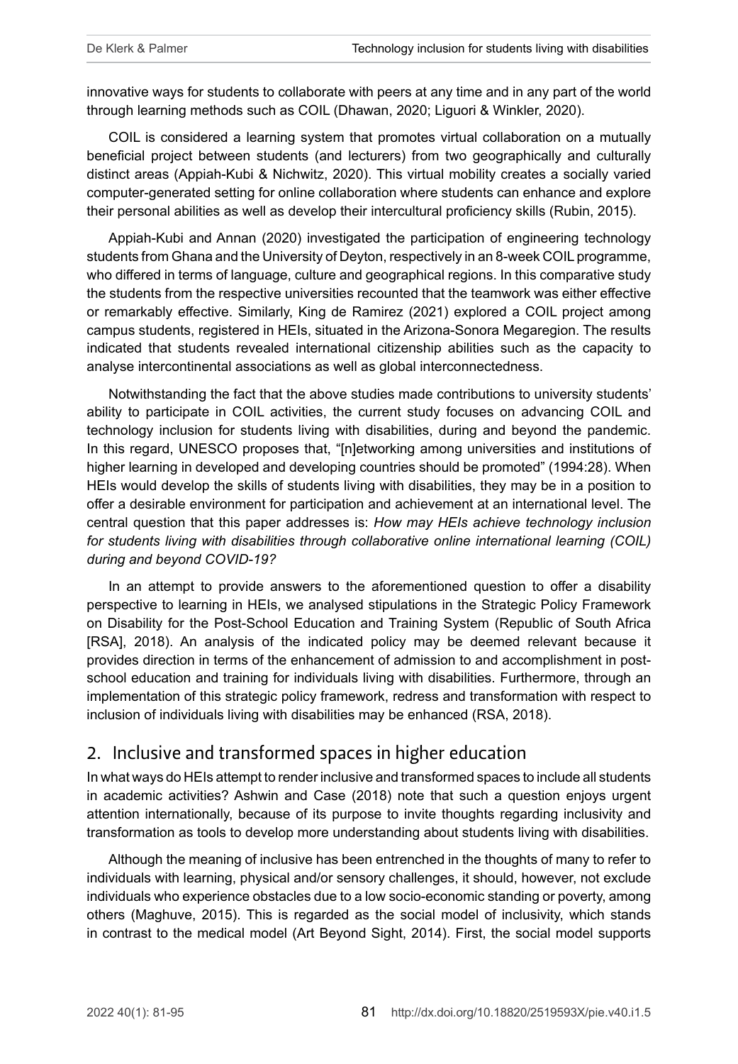innovative ways for students to collaborate with peers at any time and in any part of the world through learning methods such as COIL (Dhawan, 2020; Liguori & Winkler, 2020).

COIL is considered a learning system that promotes virtual collaboration on a mutually beneficial project between students (and lecturers) from two geographically and culturally distinct areas (Appiah-Kubi & Nichwitz, 2020). This virtual mobility creates a socially varied computer-generated setting for online collaboration where students can enhance and explore their personal abilities as well as develop their intercultural proficiency skills (Rubin, 2015).

Appiah-Kubi and Annan (2020) investigated the participation of engineering technology students from Ghana and the University of Deyton, respectively in an 8-week COIL programme, who differed in terms of language, culture and geographical regions. In this comparative study the students from the respective universities recounted that the teamwork was either effective or remarkably effective. Similarly, King de Ramirez (2021) explored a COIL project among campus students, registered in HEIs, situated in the Arizona-Sonora Megaregion. The results indicated that students revealed international citizenship abilities such as the capacity to analyse intercontinental associations as well as global interconnectedness.

Notwithstanding the fact that the above studies made contributions to university students' ability to participate in COIL activities, the current study focuses on advancing COIL and technology inclusion for students living with disabilities, during and beyond the pandemic. In this regard, UNESCO proposes that, "[n]etworking among universities and institutions of higher learning in developed and developing countries should be promoted" (1994:28). When HEIs would develop the skills of students living with disabilities, they may be in a position to offer a desirable environment for participation and achievement at an international level. The central question that this paper addresses is: *How may HEIs achieve technology inclusion for students living with disabilities through collaborative online international learning (COIL) during and beyond COVID-19?*

In an attempt to provide answers to the aforementioned question to offer a disability perspective to learning in HEIs, we analysed stipulations in the Strategic Policy Framework on Disability for the Post-School Education and Training System (Republic of South Africa [RSA], 2018). An analysis of the indicated policy may be deemed relevant because it provides direction in terms of the enhancement of admission to and accomplishment in post-school education and training for individuals living with disabilities. Furthermore, through an implementation of this strategic policy framework, redress and transformation with respect to inclusion of individuals living with disabilities may be enhanced (RSA, 2018).

## 2. Inclusive and transformed spaces in higher education

In what ways do HEIs attempt to render inclusive and transformed spaces to include all students in academic activities? Ashwin and Case (2018) note that such a question enjoys urgent attention internationally, because of its purpose to invite thoughts regarding inclusivity and transformation as tools to develop more understanding about students living with disabilities.

Although the meaning of inclusive has been entrenched in the thoughts of many to refer to individuals with learning, physical and/or sensory challenges, it should, however, not exclude individuals who experience obstacles due to a low socio-economic standing or poverty, among others (Maghuve, 2015). This is regarded as the social model of inclusivity, which stands in contrast to the medical model (Art Beyond Sight, 2014). First, the social model supports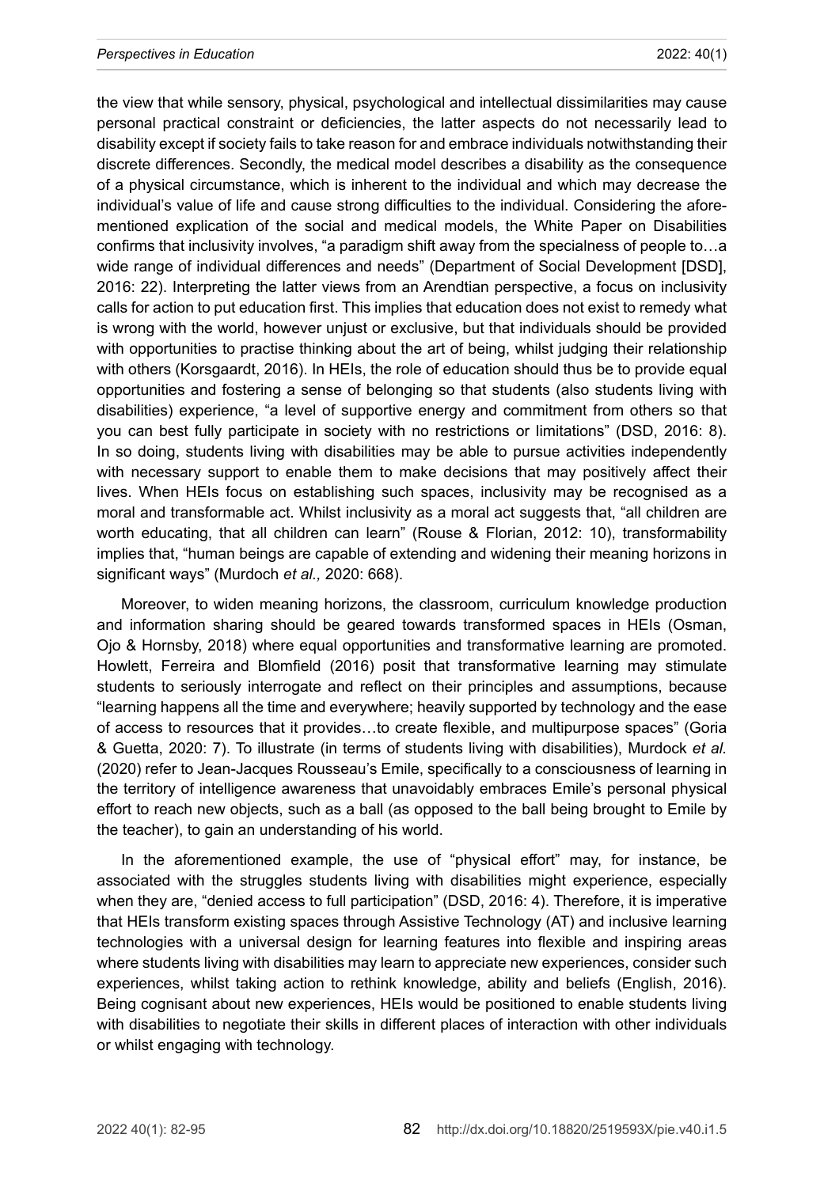the view that while sensory, physical, psychological and intellectual dissimilarities may cause personal practical constraint or deficiencies, the latter aspects do not necessarily lead to disability except if society fails to take reason for and embrace individuals notwithstanding their discrete differences. Secondly, the medical model describes a disability as the consequence of a physical circumstance, which is inherent to the individual and which may decrease the individual's value of life and cause strong difficulties to the individual. Considering the aforementioned explication of the social and medical models, the White Paper on Disabilities confirms that inclusivity involves, "a paradigm shift away from the specialness of people to…a wide range of individual differences and needs" (Department of Social Development [DSD], 2016: 22). Interpreting the latter views from an Arendtian perspective, a focus on inclusivity calls for action to put education first. This implies that education does not exist to remedy what is wrong with the world, however unjust or exclusive, but that individuals should be provided with opportunities to practise thinking about the art of being, whilst judging their relationship with others (Korsgaardt, 2016). In HEIs, the role of education should thus be to provide equal opportunities and fostering a sense of belonging so that students (also students living with disabilities) experience, "a level of supportive energy and commitment from others so that you can best fully participate in society with no restrictions or limitations" (DSD, 2016: 8). In so doing, students living with disabilities may be able to pursue activities independently with necessary support to enable them to make decisions that may positively affect their lives. When HEIs focus on establishing such spaces, inclusivity may be recognised as a moral and transformable act. Whilst inclusivity as a moral act suggests that, "all children are worth educating, that all children can learn" (Rouse & Florian, 2012: 10), transformability implies that, "human beings are capable of extending and widening their meaning horizons in significant ways" (Murdoch *et al.,* 2020: 668).

Moreover, to widen meaning horizons, the classroom, curriculum knowledge production and information sharing should be geared towards transformed spaces in HEIs (Osman, Ojo & Hornsby, 2018) where equal opportunities and transformative learning are promoted. Howlett, Ferreira and Blomfield (2016) posit that transformative learning may stimulate students to seriously interrogate and reflect on their principles and assumptions, because "learning happens all the time and everywhere; heavily supported by technology and the ease of access to resources that it provides…to create flexible, and multipurpose spaces" (Goria & Guetta, 2020: 7). To illustrate (in terms of students living with disabilities), Murdock *et al.* (2020) refer to Jean-Jacques Rousseau's Emile, specifically to a consciousness of learning in the territory of intelligence awareness that unavoidably embraces Emile's personal physical effort to reach new objects, such as a ball (as opposed to the ball being brought to Emile by the teacher), to gain an understanding of his world.

In the aforementioned example, the use of "physical effort" may, for instance, be associated with the struggles students living with disabilities might experience, especially when they are, "denied access to full participation" (DSD, 2016: 4). Therefore, it is imperative that HEIs transform existing spaces through Assistive Technology (AT) and inclusive learning technologies with a universal design for learning features into flexible and inspiring areas where students living with disabilities may learn to appreciate new experiences, consider such experiences, whilst taking action to rethink knowledge, ability and beliefs (English, 2016). Being cognisant about new experiences, HEIs would be positioned to enable students living with disabilities to negotiate their skills in different places of interaction with other individuals or whilst engaging with technology.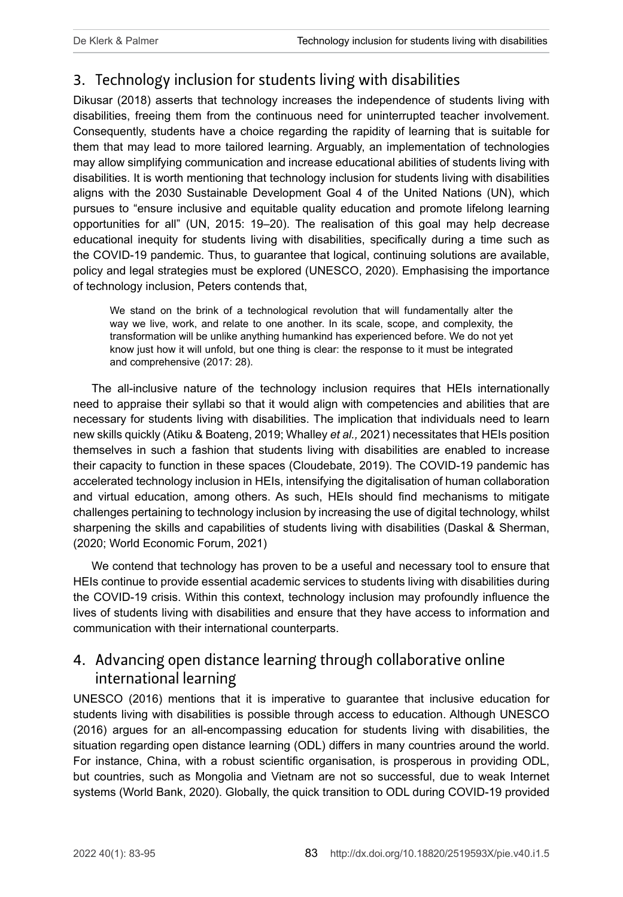## 3. Technology inclusion for students living with disabilities

Dikusar (2018) asserts that technology increases the independence of students living with disabilities, freeing them from the continuous need for uninterrupted teacher involvement. Consequently, students have a choice regarding the rapidity of learning that is suitable for them that may lead to more tailored learning. Arguably, an implementation of technologies may allow simplifying communication and increase educational abilities of students living with disabilities. It is worth mentioning that technology inclusion for students living with disabilities aligns with the 2030 Sustainable Development Goal 4 of the United Nations (UN), which pursues to "ensure inclusive and equitable quality education and promote lifelong learning opportunities for all" (UN, 2015: 19–20). The realisation of this goal may help decrease educational inequity for students living with disabilities, specifically during a time such as the COVID-19 pandemic. Thus, to guarantee that logical, continuing solutions are available, policy and legal strategies must be explored (UNESCO, 2020). Emphasising the importance of technology inclusion, Peters contends that,

> We stand on the brink of a technological revolution that will fundamentally alter the way we live, work, and relate to one another. In its scale, scope, and complexity, the transformation will be unlike anything humankind has experienced before. We do not yet know just how it will unfold, but one thing is clear: the response to it must be integrated and comprehensive (2017: 28).

The all-inclusive nature of the technology inclusion requires that HEIs internationally need to appraise their syllabi so that it would align with competencies and abilities that are necessary for students living with disabilities. The implication that individuals need to learn new skills quickly (Atiku & Boateng, 2019; Whalley *et al.,* 2021) necessitates that HEIs position themselves in such a fashion that students living with disabilities are enabled to increase their capacity to function in these spaces (Cloudebate, 2019). The COVID-19 pandemic has accelerated technology inclusion in HEIs, intensifying the digitalisation of human collaboration and virtual education, among others. As such, HEIs should find mechanisms to mitigate challenges pertaining to technology inclusion by increasing the use of digital technology, whilst sharpening the skills and capabilities of students living with disabilities (Daskal & Sherman, (2020; World Economic Forum, 2021)

We contend that technology has proven to be a useful and necessary tool to ensure that HEIs continue to provide essential academic services to students living with disabilities during the COVID-19 crisis. Within this context, technology inclusion may profoundly influence the lives of students living with disabilities and ensure that they have access to information and communication with their international counterparts.

## 4. Advancing open distance learning through collaborative online international learning

UNESCO (2016) mentions that it is imperative to guarantee that inclusive education for students living with disabilities is possible through access to education. Although UNESCO (2016) argues for an all-encompassing education for students living with disabilities, the situation regarding open distance learning (ODL) differs in many countries around the world. For instance, China, with a robust scientific organisation, is prosperous in providing ODL, but countries, such as Mongolia and Vietnam are not so successful, due to weak Internet systems (World Bank, 2020). Globally, the quick transition to ODL during COVID-19 provided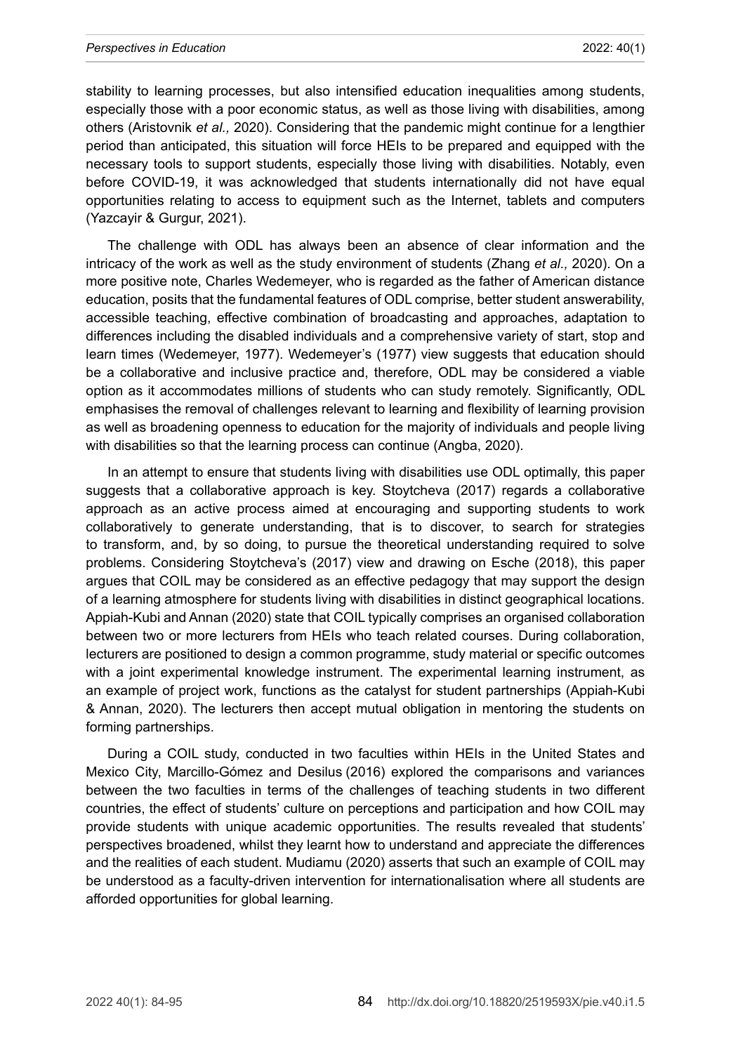stability to learning processes, but also intensified education inequalities among students, especially those with a poor economic status, as well as those living with disabilities, among others (Aristovnik *et al.,* 2020). Considering that the pandemic might continue for a lengthier period than anticipated, this situation will force HEIs to be prepared and equipped with the necessary tools to support students, especially those living with disabilities. Notably, even before COVID-19, it was acknowledged that students internationally did not have equal opportunities relating to access to equipment such as the Internet, tablets and computers (Yazcayir & Gurgur, 2021).

The challenge with ODL has always been an absence of clear information and the intricacy of the work as well as the study environment of students (Zhang *et al.,* 2020). On a more positive note, Charles Wedemeyer, who is regarded as the father of American distance education, posits that the fundamental features of ODL comprise, better student answerability, accessible teaching, effective combination of broadcasting and approaches, adaptation to differences including the disabled individuals and a comprehensive variety of start, stop and learn times (Wedemeyer, 1977). Wedemeyer's (1977) view suggests that education should be a collaborative and inclusive practice and, therefore, ODL may be considered a viable option as it accommodates millions of students who can study remotely. Significantly, ODL emphasises the removal of challenges relevant to learning and flexibility of learning provision as well as broadening openness to education for the majority of individuals and people living with disabilities so that the learning process can continue (Angba, 2020).

In an attempt to ensure that students living with disabilities use ODL optimally, this paper suggests that a collaborative approach is key. Stoytcheva (2017) regards a collaborative approach as an active process aimed at encouraging and supporting students to work collaboratively to generate understanding, that is to discover, to search for strategies to transform, and, by so doing, to pursue the theoretical understanding required to solve problems. Considering Stoytcheva's (2017) view and drawing on Esche (2018), this paper argues that COIL may be considered as an effective pedagogy that may support the design of a learning atmosphere for students living with disabilities in distinct geographical locations. Appiah-Kubi and Annan (2020) state that COIL typically comprises an organised collaboration between two or more lecturers from HEIs who teach related courses. During collaboration, lecturers are positioned to design a common programme, study material or specific outcomes with a joint experimental knowledge instrument. The experimental learning instrument, as an example of project work, functions as the catalyst for student partnerships (Appiah-Kubi & Annan, 2020). The lecturers then accept mutual obligation in mentoring the students on forming partnerships.

During a COIL study, conducted in two faculties within HEIs in the United States and Mexico City, Marcillo-Gómez and Desilus (2016) explored the comparisons and variances between the two faculties in terms of the challenges of teaching students in two different countries, the effect of students' culture on perceptions and participation and how COIL may provide students with unique academic opportunities. The results revealed that students' perspectives broadened, whilst they learnt how to understand and appreciate the differences and the realities of each student. Mudiamu (2020) asserts that such an example of COIL may be understood as a faculty-driven intervention for internationalisation where all students are afforded opportunities for global learning.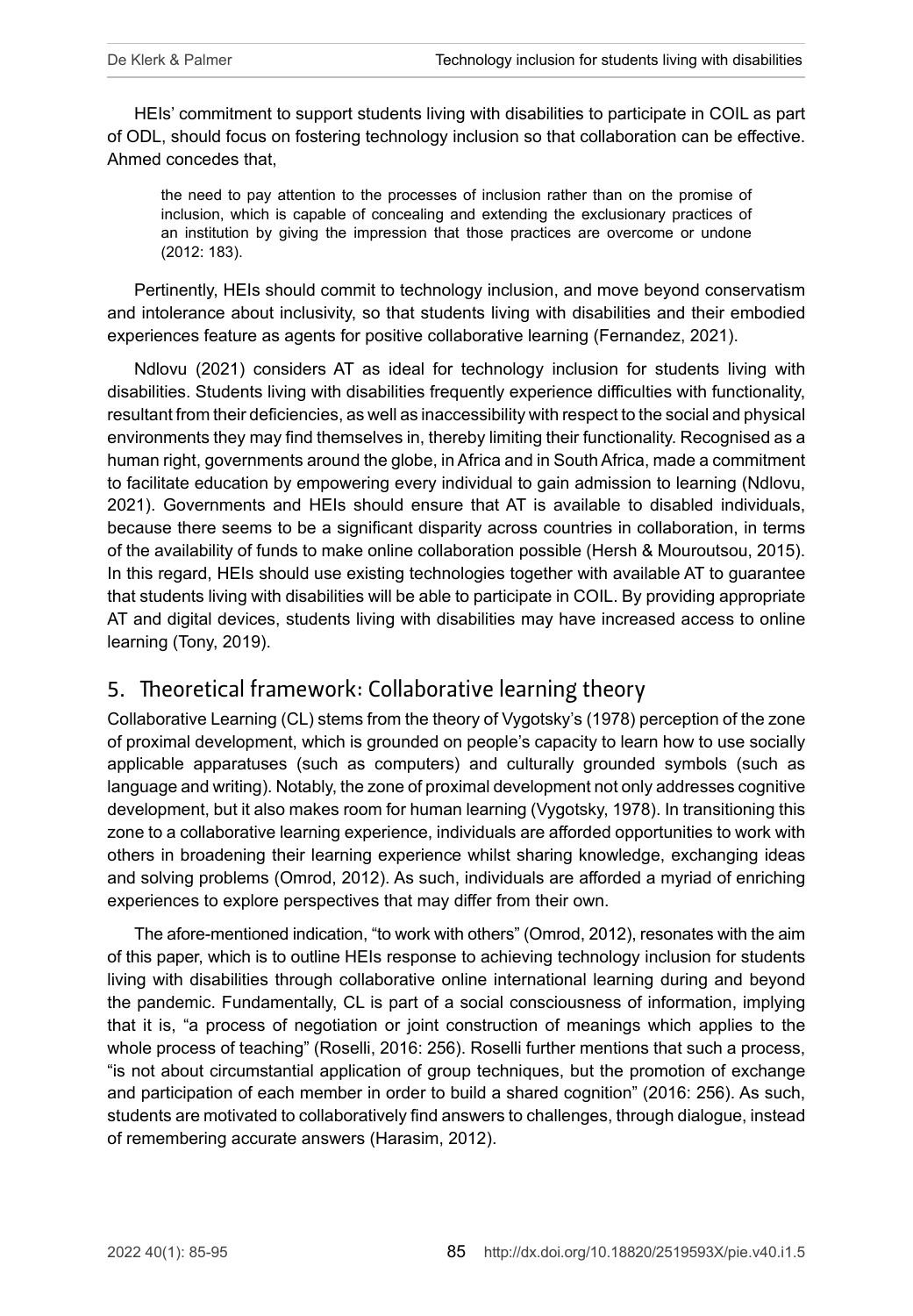HEIs' commitment to support students living with disabilities to participate in COIL as part of ODL, should focus on fostering technology inclusion so that collaboration can be effective. Ahmed concedes that,

> the need to pay attention to the processes of inclusion rather than on the promise of inclusion, which is capable of concealing and extending the exclusionary practices of an institution by giving the impression that those practices are overcome or undone (2012: 183).

Pertinently, HEIs should commit to technology inclusion, and move beyond conservatism and intolerance about inclusivity, so that students living with disabilities and their embodied experiences feature as agents for positive collaborative learning (Fernandez, 2021).

Ndlovu (2021) considers AT as ideal for technology inclusion for students living with disabilities. Students living with disabilities frequently experience difficulties with functionality, resultant from their deficiencies, as well as inaccessibility with respect to the social and physical environments they may find themselves in, thereby limiting their functionality. Recognised as a human right, governments around the globe, in Africa and in South Africa, made a commitment to facilitate education by empowering every individual to gain admission to learning (Ndlovu, 2021). Governments and HEIs should ensure that AT is available to disabled individuals, because there seems to be a significant disparity across countries in collaboration, in terms of the availability of funds to make online collaboration possible (Hersh & Mouroutsou, 2015). In this regard, HEIs should use existing technologies together with available AT to guarantee that students living with disabilities will be able to participate in COIL. By providing appropriate AT and digital devices, students living with disabilities may have increased access to online learning (Tony, 2019).

## 5. Theoretical framework: Collaborative learning theory

Collaborative Learning (CL) stems from the theory of Vygotsky's (1978) perception of the zone of proximal development, which is grounded on people's capacity to learn how to use socially applicable apparatuses (such as computers) and culturally grounded symbols (such as language and writing). Notably, the zone of proximal development not only addresses cognitive development, but it also makes room for human learning (Vygotsky, 1978). In transitioning this zone to a collaborative learning experience, individuals are afforded opportunities to work with others in broadening their learning experience whilst sharing knowledge, exchanging ideas and solving problems (Omrod, 2012). As such, individuals are afforded a myriad of enriching experiences to explore perspectives that may differ from their own.

The afore-mentioned indication, "to work with others" (Omrod, 2012), resonates with the aim of this paper, which is to outline HEIs response to achieving technology inclusion for students living with disabilities through collaborative online international learning during and beyond the pandemic. Fundamentally, CL is part of a social consciousness of information, implying that it is, "a process of negotiation or joint construction of meanings which applies to the whole process of teaching" (Roselli, 2016: 256). Roselli further mentions that such a process, "is not about circumstantial application of group techniques, but the promotion of exchange and participation of each member in order to build a shared cognition" (2016: 256). As such, students are motivated to collaboratively find answers to challenges, through dialogue, instead of remembering accurate answers (Harasim, 2012).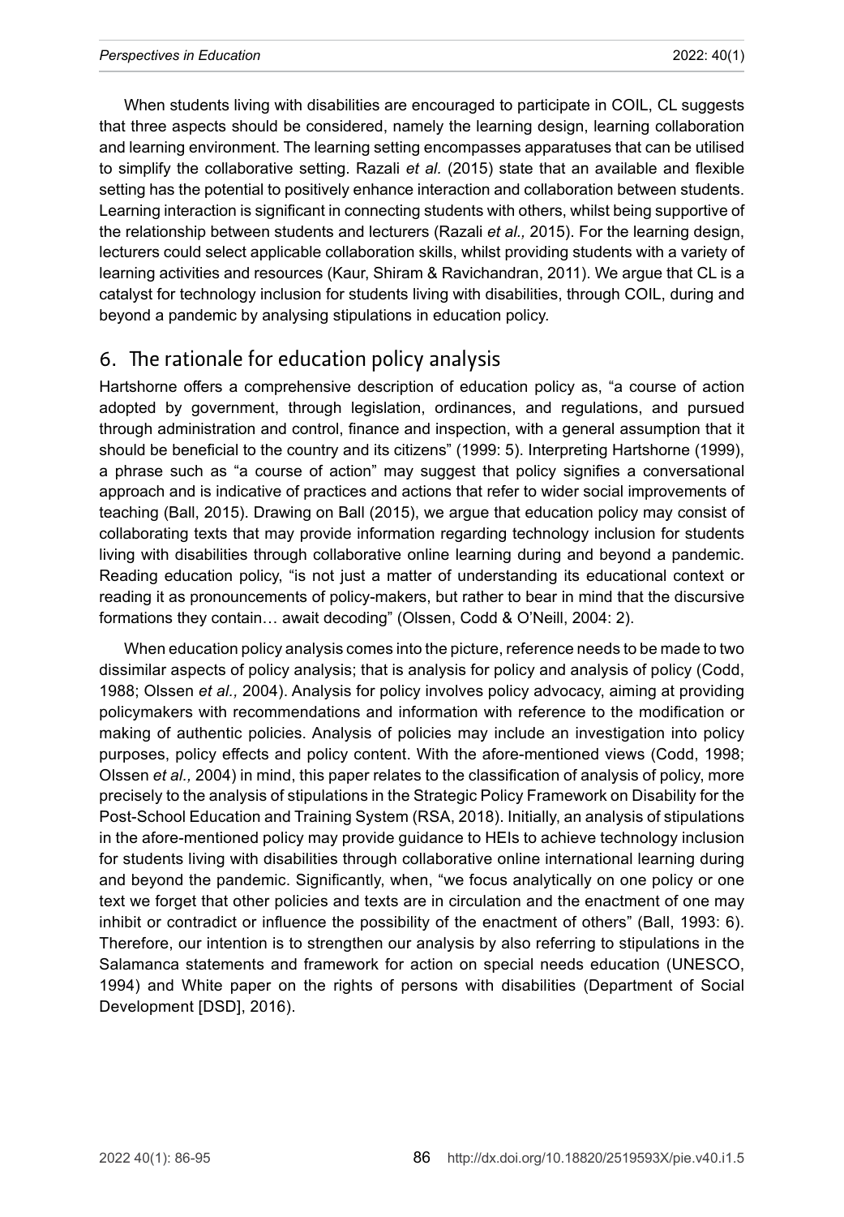When students living with disabilities are encouraged to participate in COIL, CL suggests that three aspects should be considered, namely the learning design, learning collaboration and learning environment. The learning setting encompasses apparatuses that can be utilised to simplify the collaborative setting. Razali *et al.* (2015) state that an available and flexible setting has the potential to positively enhance interaction and collaboration between students. Learning interaction is significant in connecting students with others, whilst being supportive of the relationship between students and lecturers (Razali *et al.,* 2015). For the learning design, lecturers could select applicable collaboration skills, whilst providing students with a variety of learning activities and resources (Kaur, Shiram & Ravichandran, 2011). We argue that CL is a catalyst for technology inclusion for students living with disabilities, through COIL, during and beyond a pandemic by analysing stipulations in education policy.

## 6. The rationale for education policy analysis

Hartshorne offers a comprehensive description of education policy as, "a course of action adopted by government, through legislation, ordinances, and regulations, and pursued through administration and control, finance and inspection, with a general assumption that it should be beneficial to the country and its citizens" (1999: 5). Interpreting Hartshorne (1999), a phrase such as "a course of action" may suggest that policy signifies a conversational approach and is indicative of practices and actions that refer to wider social improvements of teaching (Ball, 2015). Drawing on Ball (2015), we argue that education policy may consist of collaborating texts that may provide information regarding technology inclusion for students living with disabilities through collaborative online learning during and beyond a pandemic. Reading education policy, "is not just a matter of understanding its educational context or reading it as pronouncements of policy-makers, but rather to bear in mind that the discursive formations they contain… await decoding" (Olssen, Codd & O'Neill, 2004: 2).

When education policy analysis comes into the picture, reference needs to be made to two dissimilar aspects of policy analysis; that is analysis for policy and analysis of policy (Codd, 1988; Olssen *et al.,* 2004). Analysis for policy involves policy advocacy, aiming at providing policymakers with recommendations and information with reference to the modification or making of authentic policies. Analysis of policies may include an investigation into policy purposes, policy effects and policy content. With the afore-mentioned views (Codd, 1998; Olssen *et al.,* 2004) in mind, this paper relates to the classification of analysis of policy, more precisely to the analysis of stipulations in the Strategic Policy Framework on Disability for the Post-School Education and Training System (RSA, 2018). Initially, an analysis of stipulations in the afore-mentioned policy may provide guidance to HEIs to achieve technology inclusion for students living with disabilities through collaborative online international learning during and beyond the pandemic. Significantly, when, "we focus analytically on one policy or one text we forget that other policies and texts are in circulation and the enactment of one may inhibit or contradict or influence the possibility of the enactment of others" (Ball, 1993: 6). Therefore, our intention is to strengthen our analysis by also referring to stipulations in the Salamanca statements and framework for action on special needs education (UNESCO, 1994) and White paper on the rights of persons with disabilities (Department of Social Development [DSD], 2016).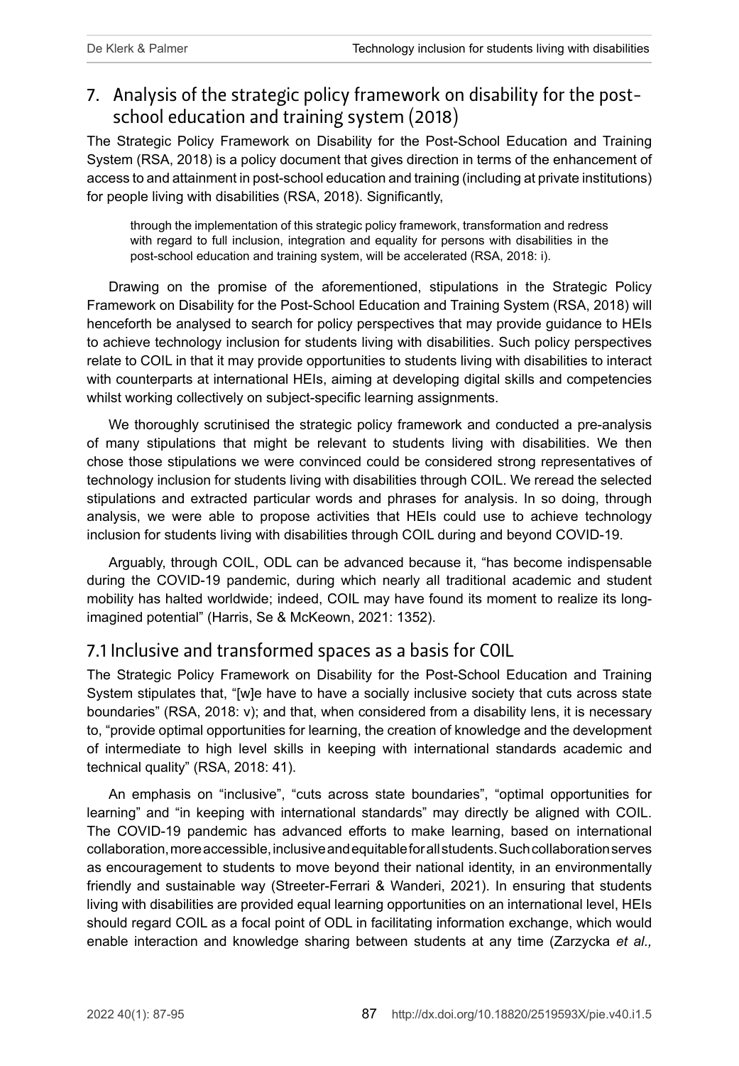## 7. Analysis of the strategic policy framework on disability for the post-school education and training system (2018)

The Strategic Policy Framework on Disability for the Post-School Education and Training System (RSA, 2018) is a policy document that gives direction in terms of the enhancement of access to and attainment in post-school education and training (including at private institutions) for people living with disabilities (RSA, 2018). Significantly,

> through the implementation of this strategic policy framework, transformation and redress with regard to full inclusion, integration and equality for persons with disabilities in the post-school education and training system, will be accelerated (RSA, 2018: i).

Drawing on the promise of the aforementioned, stipulations in the Strategic Policy Framework on Disability for the Post-School Education and Training System (RSA, 2018) will henceforth be analysed to search for policy perspectives that may provide guidance to HEIs to achieve technology inclusion for students living with disabilities. Such policy perspectives relate to COIL in that it may provide opportunities to students living with disabilities to interact with counterparts at international HEIs, aiming at developing digital skills and competencies whilst working collectively on subject-specific learning assignments.

We thoroughly scrutinised the strategic policy framework and conducted a pre-analysis of many stipulations that might be relevant to students living with disabilities. We then chose those stipulations we were convinced could be considered strong representatives of technology inclusion for students living with disabilities through COIL. We reread the selected stipulations and extracted particular words and phrases for analysis. In so doing, through analysis, we were able to propose activities that HEIs could use to achieve technology inclusion for students living with disabilities through COIL during and beyond COVID-19.

Arguably, through COIL, ODL can be advanced because it, "has become indispensable during the COVID-19 pandemic, during which nearly all traditional academic and student mobility has halted worldwide; indeed, COIL may have found its moment to realize its long-imagined potential" (Harris, Se & McKeown, 2021: 1352).

### 7.1 Inclusive and transformed spaces as a basis for COIL

The Strategic Policy Framework on Disability for the Post-School Education and Training System stipulates that, "[w]e have to have a socially inclusive society that cuts across state boundaries" (RSA, 2018: v); and that, when considered from a disability lens, it is necessary to, "provide optimal opportunities for learning, the creation of knowledge and the development of intermediate to high level skills in keeping with international standards academic and technical quality" (RSA, 2018: 41).

An emphasis on "inclusive", "cuts across state boundaries", "optimal opportunities for learning" and "in keeping with international standards" may directly be aligned with COIL. The COVID-19 pandemic has advanced efforts to make learning, based on international collaboration, more accessible, inclusive and equitable for all students. Such collaboration serves as encouragement to students to move beyond their national identity, in an environmentally friendly and sustainable way (Streeter-Ferrari & Wanderi, 2021). In ensuring that students living with disabilities are provided equal learning opportunities on an international level, HEIs should regard COIL as a focal point of ODL in facilitating information exchange, which would enable interaction and knowledge sharing between students at any time (Zarzycka *et al.,*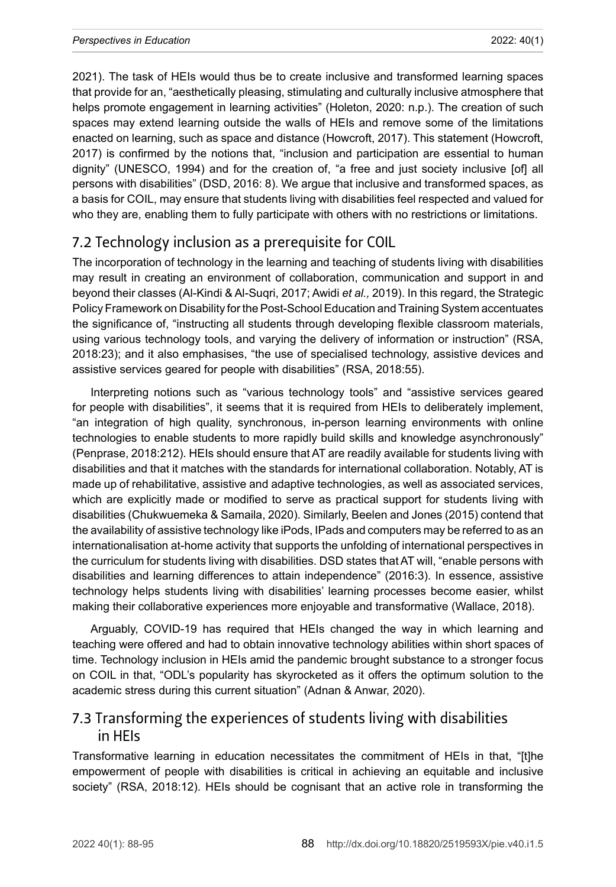2021). The task of HEIs would thus be to create inclusive and transformed learning spaces that provide for an, "aesthetically pleasing, stimulating and culturally inclusive atmosphere that helps promote engagement in learning activities" (Holeton, 2020: n.p.). The creation of such spaces may extend learning outside the walls of HEIs and remove some of the limitations enacted on learning, such as space and distance (Howcroft, 2017). This statement (Howcroft, 2017) is confirmed by the notions that, "inclusion and participation are essential to human dignity" (UNESCO, 1994) and for the creation of, "a free and just society inclusive [of] all persons with disabilities" (DSD, 2016: 8). We argue that inclusive and transformed spaces, as a basis for COIL, may ensure that students living with disabilities feel respected and valued for who they are, enabling them to fully participate with others with no restrictions or limitations.

## 7.2 Technology inclusion as a prerequisite for COIL

The incorporation of technology in the learning and teaching of students living with disabilities may result in creating an environment of collaboration, communication and support in and beyond their classes (Al-Kindi & Al-Suqri, 2017; Awidi *et al.,* 2019). In this regard, the Strategic Policy Framework on Disability for the Post-School Education and Training System accentuates the significance of, "instructing all students through developing flexible classroom materials, using various technology tools, and varying the delivery of information or instruction" (RSA, 2018:23); and it also emphasises, "the use of specialised technology, assistive devices and assistive services geared for people with disabilities" (RSA, 2018:55).

Interpreting notions such as "various technology tools" and "assistive services geared for people with disabilities", it seems that it is required from HEIs to deliberately implement, "an integration of high quality, synchronous, in-person learning environments with online technologies to enable students to more rapidly build skills and knowledge asynchronously" (Penprase, 2018:212). HEIs should ensure that AT are readily available for students living with disabilities and that it matches with the standards for international collaboration. Notably, AT is made up of rehabilitative, assistive and adaptive technologies, as well as associated services, which are explicitly made or modified to serve as practical support for students living with disabilities (Chukwuemeka & Samaila, 2020). Similarly, Beelen and Jones (2015) contend that the availability of assistive technology like iPods, IPads and computers may be referred to as an internationalisation at-home activity that supports the unfolding of international perspectives in the curriculum for students living with disabilities. DSD states that AT will, "enable persons with disabilities and learning differences to attain independence" (2016:3). In essence, assistive technology helps students living with disabilities' learning processes become easier, whilst making their collaborative experiences more enjoyable and transformative (Wallace, 2018).

Arguably, COVID-19 has required that HEIs changed the way in which learning and teaching were offered and had to obtain innovative technology abilities within short spaces of time. Technology inclusion in HEIs amid the pandemic brought substance to a stronger focus on COIL in that, "ODL's popularity has skyrocketed as it offers the optimum solution to the academic stress during this current situation" (Adnan & Anwar, 2020).

## 7.3 Transforming the experiences of students living with disabilities in HEIs

Transformative learning in education necessitates the commitment of HEIs in that, "[t]he empowerment of people with disabilities is critical in achieving an equitable and inclusive society" (RSA, 2018:12). HEIs should be cognisant that an active role in transforming the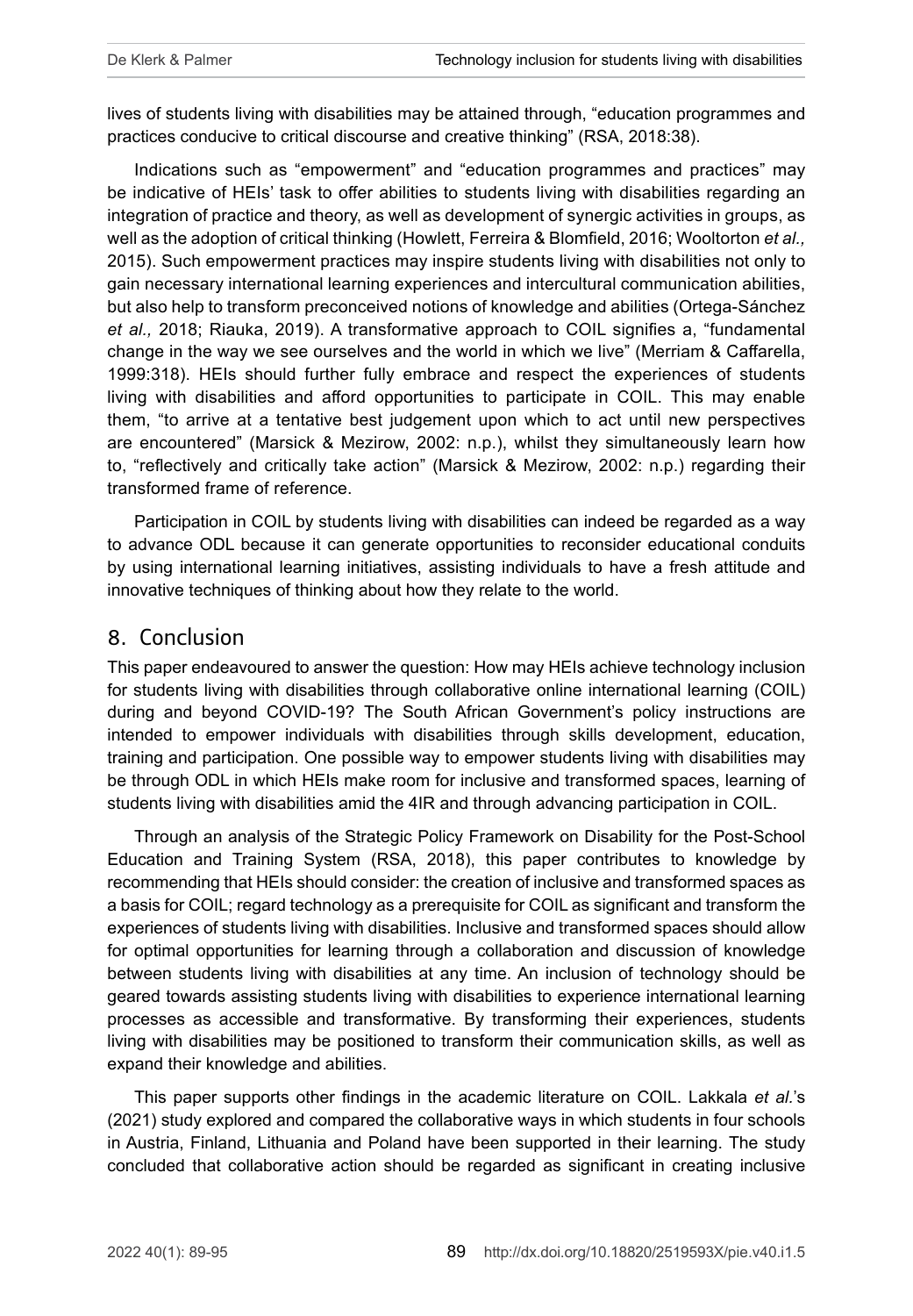lives of students living with disabilities may be attained through, "education programmes and practices conducive to critical discourse and creative thinking" (RSA, 2018:38).

Indications such as "empowerment" and "education programmes and practices" may be indicative of HEIs' task to offer abilities to students living with disabilities regarding an integration of practice and theory, as well as development of synergic activities in groups, as well as the adoption of critical thinking (Howlett, Ferreira & Blomfield, 2016; Wooltorton *et al.,* 2015). Such empowerment practices may inspire students living with disabilities not only to gain necessary international learning experiences and intercultural communication abilities, but also help to transform preconceived notions of knowledge and abilities (Ortega-Sánchez *et al.,* 2018; Riauka, 2019). A transformative approach to COIL signifies a, "fundamental change in the way we see ourselves and the world in which we live" (Merriam & Caffarella, 1999:318). HEIs should further fully embrace and respect the experiences of students living with disabilities and afford opportunities to participate in COIL. This may enable them, "to arrive at a tentative best judgement upon which to act until new perspectives are encountered" (Marsick & Mezirow, 2002: n.p.), whilst they simultaneously learn how to, "reflectively and critically take action" (Marsick & Mezirow, 2002: n.p.) regarding their transformed frame of reference.

Participation in COIL by students living with disabilities can indeed be regarded as a way to advance ODL because it can generate opportunities to reconsider educational conduits by using international learning initiatives, assisting individuals to have a fresh attitude and innovative techniques of thinking about how they relate to the world.

## 8. Conclusion

This paper endeavoured to answer the question: How may HEIs achieve technology inclusion for students living with disabilities through collaborative online international learning (COIL) during and beyond COVID-19? The South African Government's policy instructions are intended to empower individuals with disabilities through skills development, education, training and participation. One possible way to empower students living with disabilities may be through ODL in which HEIs make room for inclusive and transformed spaces, learning of students living with disabilities amid the 4IR and through advancing participation in COIL.

Through an analysis of the Strategic Policy Framework on Disability for the Post-School Education and Training System (RSA, 2018), this paper contributes to knowledge by recommending that HEIs should consider: the creation of inclusive and transformed spaces as a basis for COIL; regard technology as a prerequisite for COIL as significant and transform the experiences of students living with disabilities. Inclusive and transformed spaces should allow for optimal opportunities for learning through a collaboration and discussion of knowledge between students living with disabilities at any time. An inclusion of technology should be geared towards assisting students living with disabilities to experience international learning processes as accessible and transformative. By transforming their experiences, students living with disabilities may be positioned to transform their communication skills, as well as expand their knowledge and abilities.

This paper supports other findings in the academic literature on COIL. Lakkala *et al.*'s (2021) study explored and compared the collaborative ways in which students in four schools in Austria, Finland, Lithuania and Poland have been supported in their learning. The study concluded that collaborative action should be regarded as significant in creating inclusive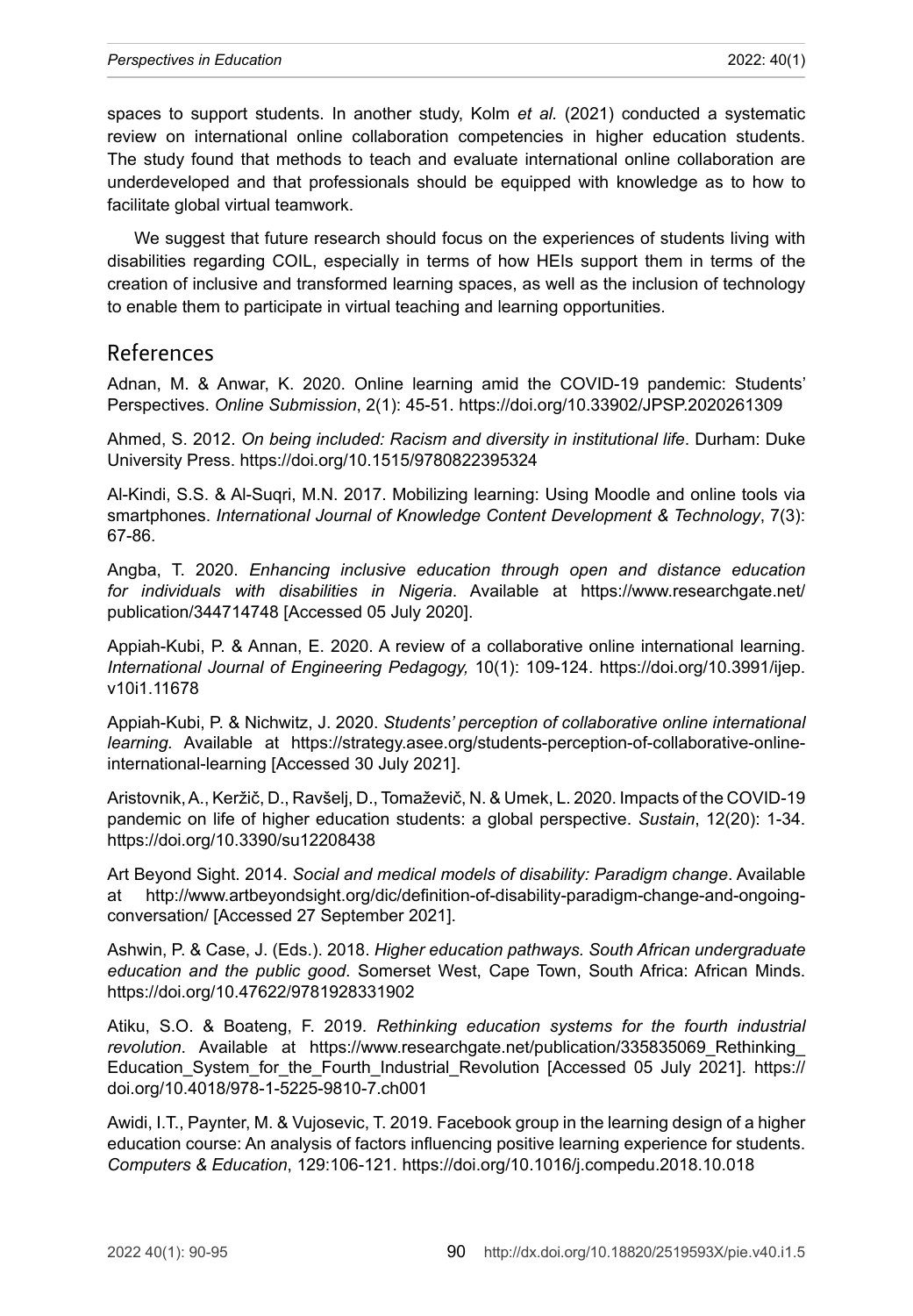spaces to support students. In another study, Kolm *et al.* (2021) conducted a systematic review on international online collaboration competencies in higher education students. The study found that methods to teach and evaluate international online collaboration are underdeveloped and that professionals should be equipped with knowledge as to how to facilitate global virtual teamwork.

We suggest that future research should focus on the experiences of students living with disabilities regarding COIL, especially in terms of how HEIs support them in terms of the creation of inclusive and transformed learning spaces, as well as the inclusion of technology to enable them to participate in virtual teaching and learning opportunities.

## References

Adnan, M. & Anwar, K. 2020. Online learning amid the COVID-19 pandemic: Students' Perspectives. *Online Submission*, 2(1): 45-51. https://doi.org/10.33902/JPSP.2020261309

Ahmed, S. 2012. *On being included: Racism and diversity in institutional life*. Durham: Duke University Press. https://doi.org/10.1515/9780822395324

Al-Kindi, S.S. & Al-Suqri, M.N. 2017. Mobilizing learning: Using Moodle and online tools via smartphones. *International Journal of Knowledge Content Development & Technology*, 7(3): 67-86.

Angba, T. 2020. *Enhancing inclusive education through open and distance education for individuals with disabilities in Nigeria*. Available at https://www.researchgate.net/publication/344714748 [Accessed 05 July 2020].

Appiah-Kubi, P. & Annan, E. 2020. A review of a collaborative online international learning. *International Journal of Engineering Pedagogy,* 10(1): 109-124. https://doi.org/10.3991/ijep.v10i1.11678

Appiah-Kubi, P. & Nichwitz, J. 2020. *Students' perception of collaborative online international learning.* Available at https://strategy.asee.org/students-perception-of-collaborative-online-international-learning [Accessed 30 July 2021].

Aristovnik, A., Keržič, D., Ravšelj, D., Tomaževič, N. & Umek, L. 2020. Impacts of the COVID-19 pandemic on life of higher education students: a global perspective. *Sustain*, 12(20): 1-34. https://doi.org/10.3390/su12208438

Art Beyond Sight. 2014. *Social and medical models of disability: Paradigm change*. Available at http://www.artbeyondsight.org/dic/definition-of-disability-paradigm-change-and-ongoing-conversation/ [Accessed 27 September 2021].

Ashwin, P. & Case, J. (Eds.). 2018. *Higher education pathways. South African undergraduate education and the public good*. Somerset West, Cape Town, South Africa: African Minds. https://doi.org/10.47622/9781928331902

Atiku, S.O. & Boateng, F. 2019. *Rethinking education systems for the fourth industrial revolution*. Available at https://www.researchgate.net/publication/335835069_Rethinking_Education_System_for_the_Fourth_Industrial_Revolution [Accessed 05 July 2021]. https://doi.org/10.4018/978-1-5225-9810-7.ch001

Awidi, I.T., Paynter, M. & Vujosevic, T. 2019. Facebook group in the learning design of a higher education course: An analysis of factors influencing positive learning experience for students. *Computers & Education*, 129:106-121. https://doi.org/10.1016/j.compedu.2018.10.018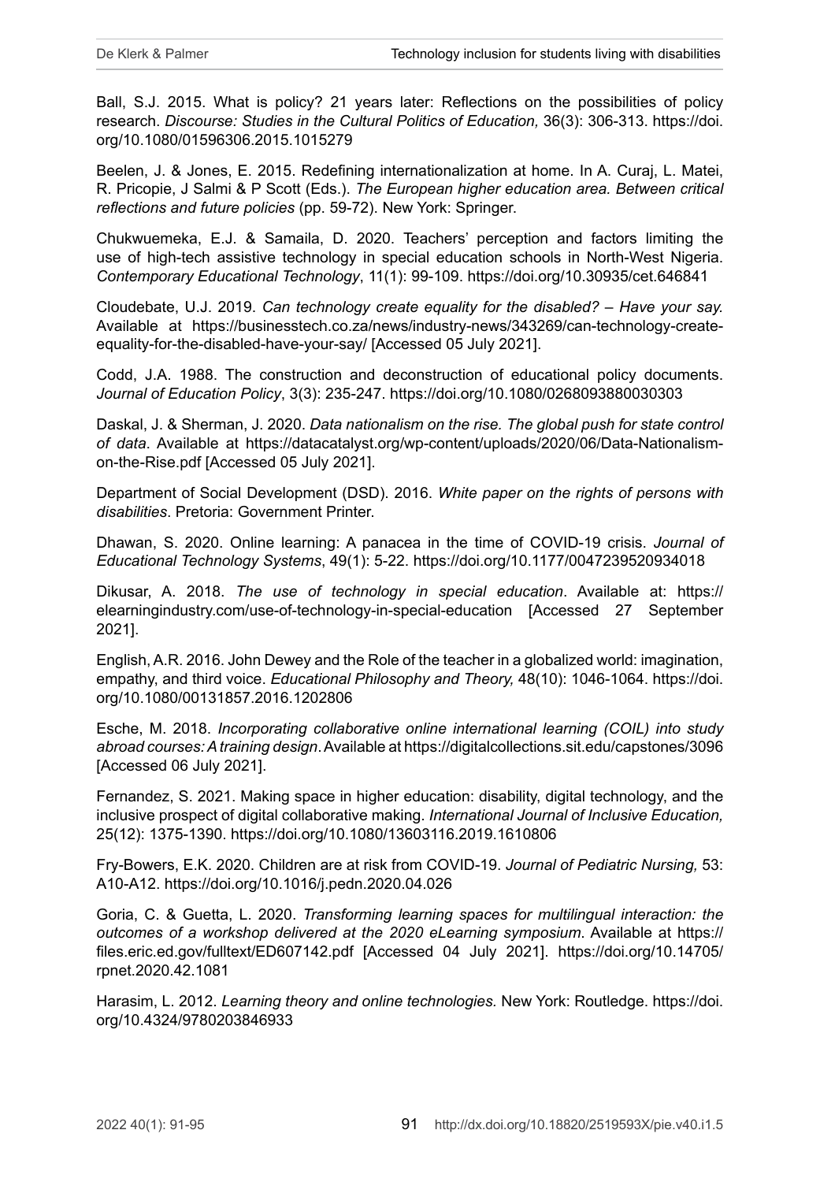Ball, S.J. 2015. What is policy? 21 years later: Reflections on the possibilities of policy research. *Discourse: Studies in the Cultural Politics of Education,* 36(3): 306-313. https://doi.org/10.1080/01596306.2015.1015279

Beelen, J. & Jones, E. 2015. Redefining internationalization at home. In A. Curaj, L. Matei, R. Pricopie, J Salmi & P Scott (Eds.). *The European higher education area. Between critical reflections and future policies* (pp. 59-72). New York: Springer.

Chukwuemeka, E.J. & Samaila, D. 2020. Teachers' perception and factors limiting the use of high-tech assistive technology in special education schools in North-West Nigeria. *Contemporary Educational Technology*, 11(1): 99-109. https://doi.org/10.30935/cet.646841

Cloudebate, U.J. 2019. *Can technology create equality for the disabled? – Have your say.* Available at https://businesstech.co.za/news/industry-news/343269/can-technology-create-equality-for-the-disabled-have-your-say/ [Accessed 05 July 2021].

Codd, J.A. 1988. The construction and deconstruction of educational policy documents. *Journal of Education Policy*, 3(3): 235-247. https://doi.org/10.1080/0268093880030303

Daskal, J. & Sherman, J. 2020. *Data nationalism on the rise. The global push for state control of data*. Available at https://datacatalyst.org/wp-content/uploads/2020/06/Data-Nationalism-on-the-Rise.pdf [Accessed 05 July 2021].

Department of Social Development (DSD). 2016. *White paper on the rights of persons with disabilities*. Pretoria: Government Printer.

Dhawan, S. 2020. Online learning: A panacea in the time of COVID-19 crisis. *Journal of Educational Technology Systems*, 49(1): 5-22. https://doi.org/10.1177/0047239520934018

Dikusar, A. 2018. *The use of technology in special education*. Available at: https://elearningindustry.com/use-of-technology-in-special-education [Accessed 27 September 2021].

English, A.R. 2016. John Dewey and the Role of the teacher in a globalized world: imagination, empathy, and third voice. *Educational Philosophy and Theory,* 48(10): 1046-1064. https://doi.org/10.1080/00131857.2016.1202806

Esche, M. 2018. *Incorporating collaborative online international learning (COIL) into study abroad courses: A training design*. Available at https://digitalcollections.sit.edu/capstones/3096 [Accessed 06 July 2021].

Fernandez, S. 2021. Making space in higher education: disability, digital technology, and the inclusive prospect of digital collaborative making. *International Journal of Inclusive Education,* 25(12): 1375-1390. https://doi.org/10.1080/13603116.2019.1610806

Fry-Bowers, E.K. 2020. Children are at risk from COVID-19. *Journal of Pediatric Nursing,* 53: A10-A12. https://doi.org/10.1016/j.pedn.2020.04.026

Goria, C. & Guetta, L. 2020. *Transforming learning spaces for multilingual interaction: the outcomes of a workshop delivered at the 2020 eLearning symposium*. Available at https://files.eric.ed.gov/fulltext/ED607142.pdf [Accessed 04 July 2021]. https://doi.org/10.14705/rpnet.2020.42.1081

Harasim, L. 2012. *Learning theory and online technologies.* New York: Routledge. https://doi.org/10.4324/9780203846933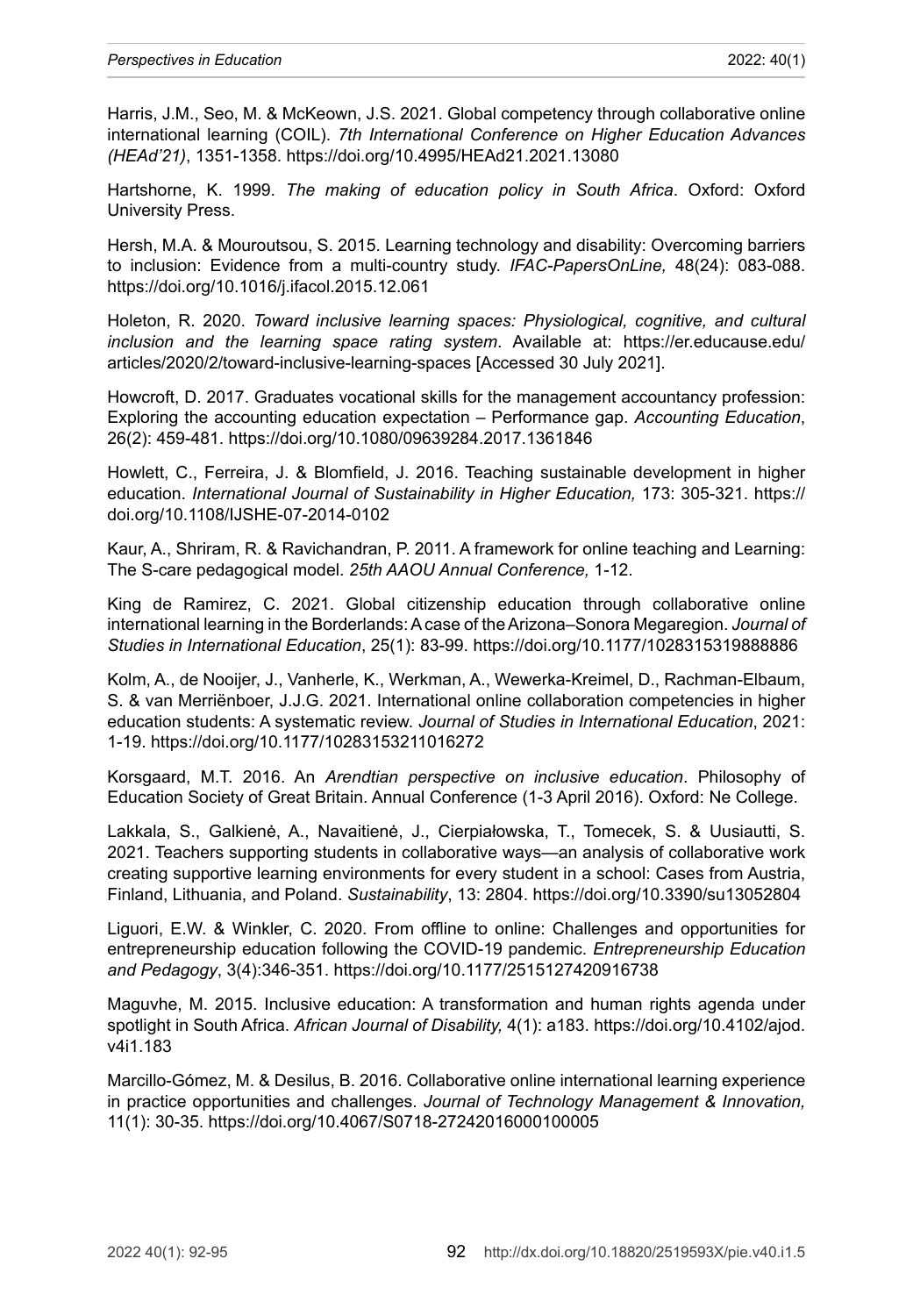Harris, J.M., Seo, M. & McKeown, J.S. 2021. Global competency through collaborative online international learning (COIL). *7th International Conference on Higher Education Advances (HEAd'21)*, 1351-1358. https://doi.org/10.4995/HEAd21.2021.13080

Hartshorne, K. 1999. *The making of education policy in South Africa*. Oxford: Oxford University Press.

Hersh, M.A. & Mouroutsou, S. 2015. Learning technology and disability: Overcoming barriers to inclusion: Evidence from a multi-country study. *IFAC-PapersOnLine,* 48(24): 083-088. https://doi.org/10.1016/j.ifacol.2015.12.061

Holeton, R. 2020. *Toward inclusive learning spaces: Physiological, cognitive, and cultural inclusion and the learning space rating system*. Available at: https://er.educause.edu/articles/2020/2/toward-inclusive-learning-spaces [Accessed 30 July 2021].

Howcroft, D. 2017. Graduates vocational skills for the management accountancy profession: Exploring the accounting education expectation – Performance gap. *Accounting Education*, 26(2): 459-481. https://doi.org/10.1080/09639284.2017.1361846

Howlett, C., Ferreira, J. & Blomfield, J. 2016. Teaching sustainable development in higher education. *International Journal of Sustainability in Higher Education,* 173: 305-321. https://doi.org/10.1108/IJSHE-07-2014-0102

Kaur, A., Shriram, R. & Ravichandran, P. 2011. A framework for online teaching and Learning: The S-care pedagogical model. *25th AAOU Annual Conference,* 1-12.

King de Ramirez, C. 2021. Global citizenship education through collaborative online international learning in the Borderlands: A case of the Arizona–Sonora Megaregion. *Journal of Studies in International Education*, 25(1): 83-99. https://doi.org/10.1177/1028315319888886

Kolm, A., de Nooijer, J., Vanherle, K., Werkman, A., Wewerka-Kreimel, D., Rachman-Elbaum, S. & van Merriënboer, J.J.G. 2021. International online collaboration competencies in higher education students: A systematic review. *Journal of Studies in International Education*, 2021: 1-19. https://doi.org/10.1177/10283153211016272

Korsgaard, M.T. 2016. An *Arendtian perspective on inclusive education*. Philosophy of Education Society of Great Britain. Annual Conference (1-3 April 2016). Oxford: Ne College.

Lakkala, S., Galkienė, A., Navaitienė, J., Cierpiałowska, T., Tomecek, S. & Uusiautti, S. 2021. Teachers supporting students in collaborative ways—an analysis of collaborative work creating supportive learning environments for every student in a school: Cases from Austria, Finland, Lithuania, and Poland. *Sustainability*, 13: 2804. https://doi.org/10.3390/su13052804

Liguori, E.W. & Winkler, C. 2020. From offline to online: Challenges and opportunities for entrepreneurship education following the COVID-19 pandemic. *Entrepreneurship Education and Pedagogy*, 3(4):346-351. https://doi.org/10.1177/2515127420916738

Maguvhe, M. 2015. Inclusive education: A transformation and human rights agenda under spotlight in South Africa. *African Journal of Disability,* 4(1): a183. https://doi.org/10.4102/ajod.v4i1.183

Marcillo-Gómez, M. & Desilus, B. 2016. Collaborative online international learning experience in practice opportunities and challenges. *Journal of Technology Management & Innovation,* 11(1): 30-35. https://doi.org/10.4067/S0718-27242016000100005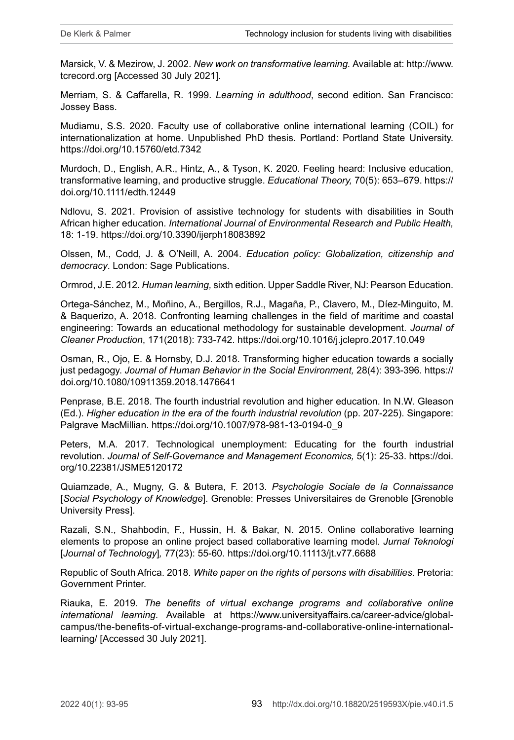Marsick, V. & Mezirow, J. 2002. *New work on transformative learning.* Available at: http://www.tcrecord.org [Accessed 30 July 2021].

Merriam, S. & Caffarella, R. 1999. *Learning in adulthood*, second edition. San Francisco: Jossey Bass.

Mudiamu, S.S. 2020. Faculty use of collaborative online international learning (COIL) for internationalization at home. Unpublished PhD thesis. Portland: Portland State University. https://doi.org/10.15760/etd.7342

Murdoch, D., English, A.R., Hintz, A., & Tyson, K. 2020. Feeling heard: Inclusive education, transformative learning, and productive struggle. *Educational Theory,* 70(5): 653–679. https://doi.org/10.1111/edth.12449

Ndlovu, S. 2021. Provision of assistive technology for students with disabilities in South African higher education. *International Journal of Environmental Research and Public Health,* 18: 1-19. https://doi.org/10.3390/ijerph18083892

Olssen, M., Codd, J. & O'Neill, A. 2004. *Education policy: Globalization, citizenship and democracy*. London: Sage Publications.

Ormrod, J.E. 2012. *Human learning,* sixth edition. Upper Saddle River, NJ: Pearson Education.

Ortega-Sánchez, M., Moñino, A., Bergillos, R.J., Magaña, P., Clavero, M., Díez-Minguito, M. & Baquerizo, A. 2018. Confronting learning challenges in the field of maritime and coastal engineering: Towards an educational methodology for sustainable development. *Journal of Cleaner Production*, 171(2018): 733-742. https://doi.org/10.1016/j.jclepro.2017.10.049

Osman, R., Ojo, E. & Hornsby, D.J. 2018. Transforming higher education towards a socially just pedagogy. *Journal of Human Behavior in the Social Environment,* 28(4): 393-396. https://doi.org/10.1080/10911359.2018.1476641

Penprase, B.E. 2018. The fourth industrial revolution and higher education. In N.W. Gleason (Ed.). *Higher education in the era of the fourth industrial revolution* (pp. 207-225). Singapore: Palgrave MacMillian. https://doi.org/10.1007/978-981-13-0194-0_9

Peters, M.A. 2017. Technological unemployment: Educating for the fourth industrial revolution. *Journal of Self-Governance and Management Economics,* 5(1): 25-33. https://doi.org/10.22381/JSME5120172

Quiamzade, A., Mugny, G. & Butera, F. 2013. *Psychologie Sociale de la Connaissance* [*Social Psychology of Knowledge*]. Grenoble: Presses Universitaires de Grenoble [Grenoble University Press].

Razali, S.N., Shahbodin, F., Hussin, H. & Bakar, N. 2015. Online collaborative learning elements to propose an online project based collaborative learning model. *Jurnal Teknologi* [*Journal of Technology*]*,* 77(23): 55-60. https://doi.org/10.11113/jt.v77.6688

Republic of South Africa. 2018. *White paper on the rights of persons with disabilities*. Pretoria: Government Printer.

Riauka, E. 2019. *The benefits of virtual exchange programs and collaborative online international learning*. Available at https://www.universityaffairs.ca/career-advice/global-campus/the-benefits-of-virtual-exchange-programs-and-collaborative-online-international-learning/ [Accessed 30 July 2021].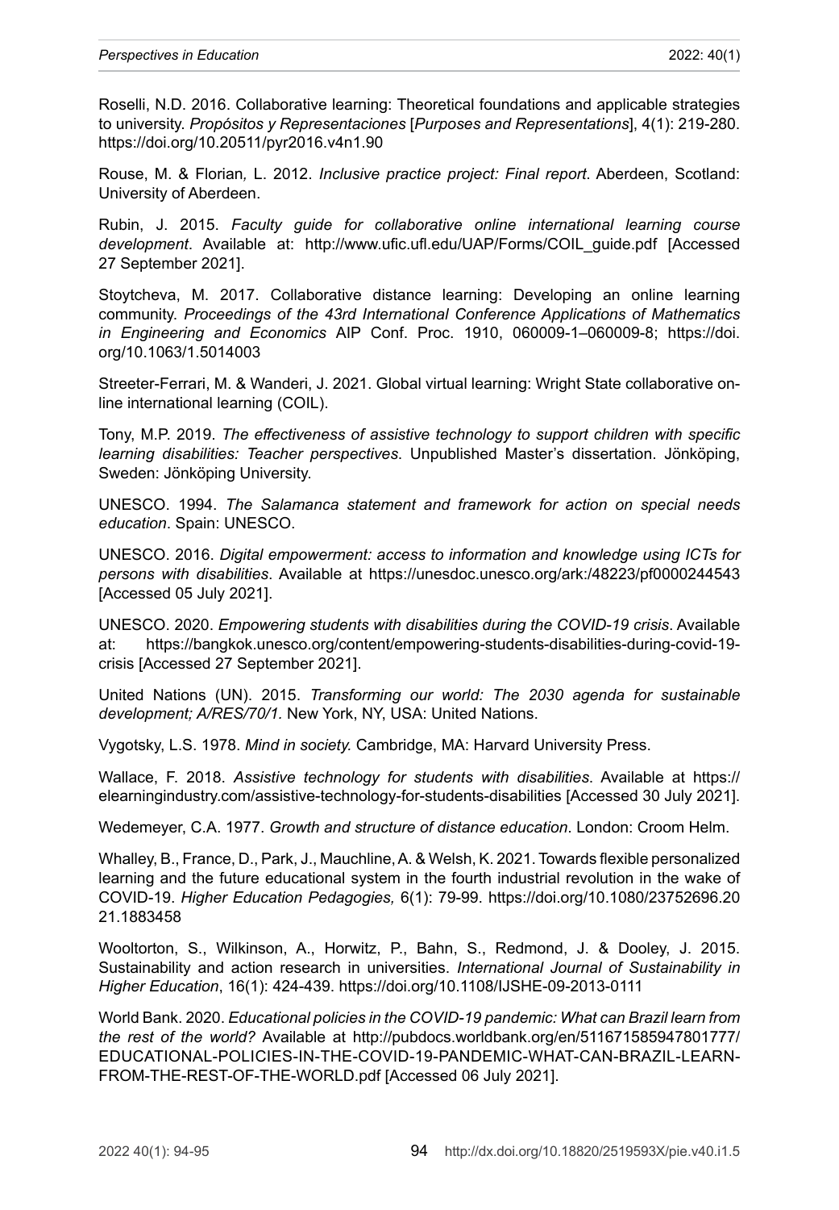Roselli, N.D. 2016. Collaborative learning: Theoretical foundations and applicable strategies to university. *Propósitos y Representaciones* [*Purposes and Representations*], 4(1): 219-280. https://doi.org/10.20511/pyr2016.v4n1.90

Rouse, M. & Florian, L. 2012. *Inclusive practice project: Final report*. Aberdeen, Scotland: University of Aberdeen.

Rubin, J. 2015. *Faculty guide for collaborative online international learning course development*. Available at: http://www.ufic.ufl.edu/UAP/Forms/COIL_guide.pdf [Accessed 27 September 2021].

Stoytcheva, M. 2017. Collaborative distance learning: Developing an online learning community. *Proceedings of the 43rd International Conference Applications of Mathematics in Engineering and Economics* AIP Conf. Proc. 1910, 060009-1–060009-8; https://doi.org/10.1063/1.5014003

Streeter-Ferrari, M. & Wanderi, J. 2021. Global virtual learning: Wright State collaborative online international learning (COIL).

Tony, M.P. 2019. *The effectiveness of assistive technology to support children with specific learning disabilities: Teacher perspectives*. Unpublished Master's dissertation. Jönköping, Sweden: Jönköping University.

UNESCO. 1994. *The Salamanca statement and framework for action on special needs education*. Spain: UNESCO.

UNESCO. 2016. *Digital empowerment: access to information and knowledge using ICTs for persons with disabilities*. Available at https://unesdoc.unesco.org/ark:/48223/pf0000244543 [Accessed 05 July 2021].

UNESCO. 2020. *Empowering students with disabilities during the COVID-19 crisis*. Available at: https://bangkok.unesco.org/content/empowering-students-disabilities-during-covid-19-crisis [Accessed 27 September 2021].

United Nations (UN). 2015. *Transforming our world: The 2030 agenda for sustainable development; A/RES/70/1.* New York, NY, USA: United Nations.

Vygotsky, L.S. 1978. *Mind in society.* Cambridge, MA: Harvard University Press.

Wallace, F. 2018. *Assistive technology for students with disabilities*. Available at https://elearningindustry.com/assistive-technology-for-students-disabilities [Accessed 30 July 2021].

Wedemeyer, C.A. 1977. *Growth and structure of distance education*. London: Croom Helm.

Whalley, B., France, D., Park, J., Mauchline, A. & Welsh, K. 2021. Towards flexible personalized learning and the future educational system in the fourth industrial revolution in the wake of COVID-19. *Higher Education Pedagogies,* 6(1): 79-99. https://doi.org/10.1080/23752696.2021.1883458

Wooltorton, S., Wilkinson, A., Horwitz, P., Bahn, S., Redmond, J. & Dooley, J. 2015. Sustainability and action research in universities. *International Journal of Sustainability in Higher Education*, 16(1): 424-439. https://doi.org/10.1108/IJSHE-09-2013-0111

World Bank. 2020. *Educational policies in the COVID-19 pandemic: What can Brazil learn from the rest of the world?* Available at http://pubdocs.worldbank.org/en/511671585947801777/EDUCATIONAL-POLICIES-IN-THE-COVID-19-PANDEMIC-WHAT-CAN-BRAZIL-LEARN-FROM-THE-REST-OF-THE-WORLD.pdf [Accessed 06 July 2021].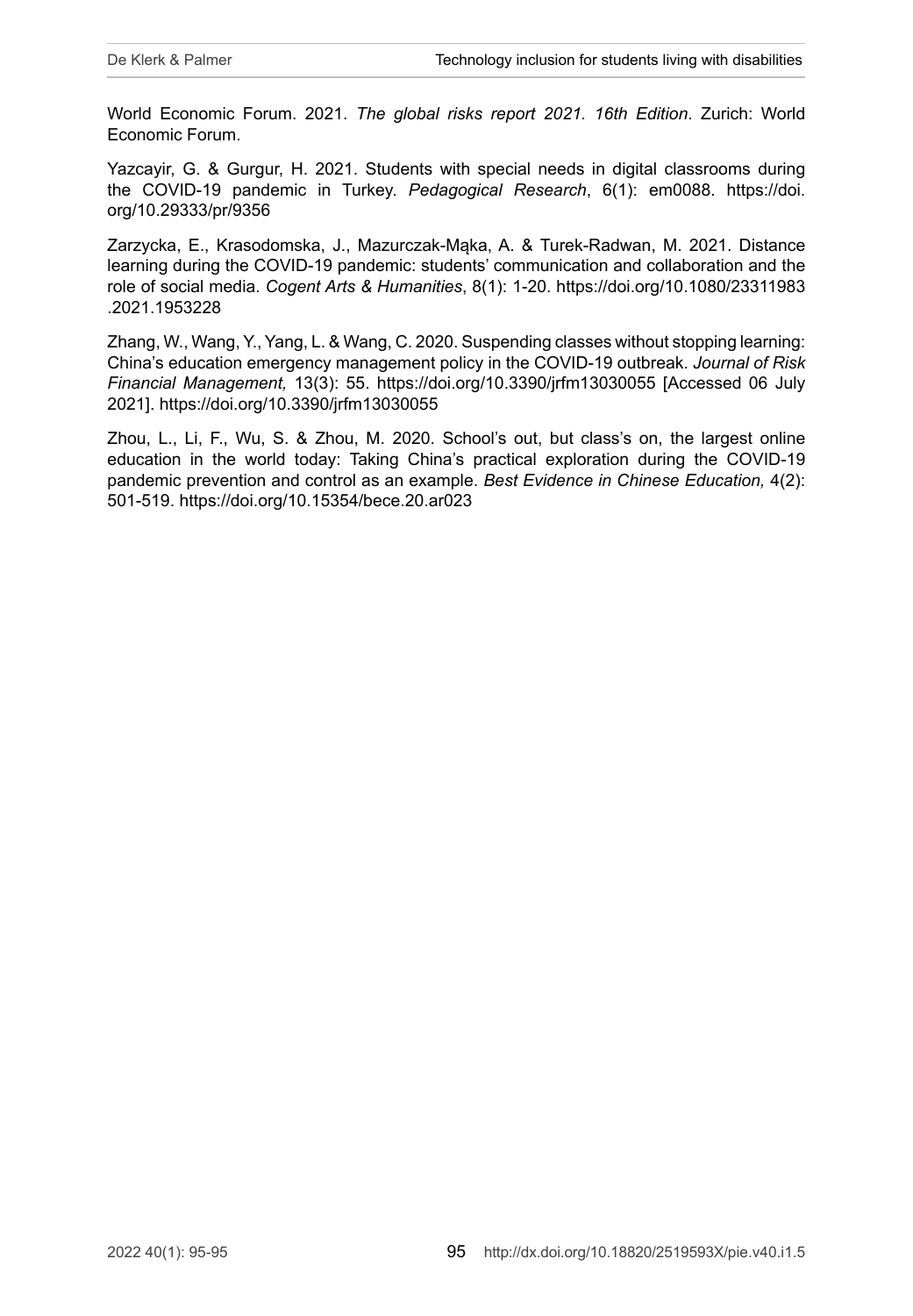World Economic Forum. 2021. *The global risks report 2021. 16th Edition*. Zurich: World Economic Forum.

Yazcayir, G. & Gurgur, H. 2021. Students with special needs in digital classrooms during the COVID-19 pandemic in Turkey. *Pedagogical Research*, 6(1): em0088. https://doi.org/10.29333/pr/9356

Zarzycka, E., Krasodomska, J., Mazurczak-Mąka, A. & Turek-Radwan, M. 2021. Distance learning during the COVID-19 pandemic: students' communication and collaboration and the role of social media. *Cogent Arts & Humanities*, 8(1): 1-20. https://doi.org/10.1080/23311983.2021.1953228

Zhang, W., Wang, Y., Yang, L. & Wang, C. 2020. Suspending classes without stopping learning: China's education emergency management policy in the COVID-19 outbreak. *Journal of Risk Financial Management,* 13(3): 55. https://doi.org/10.3390/jrfm13030055 [Accessed 06 July 2021]. https://doi.org/10.3390/jrfm13030055

Zhou, L., Li, F., Wu, S. & Zhou, M. 2020. School's out, but class's on, the largest online education in the world today: Taking China's practical exploration during the COVID-19 pandemic prevention and control as an example. *Best Evidence in Chinese Education,* 4(2): 501-519. https://doi.org/10.15354/bece.20.ar023